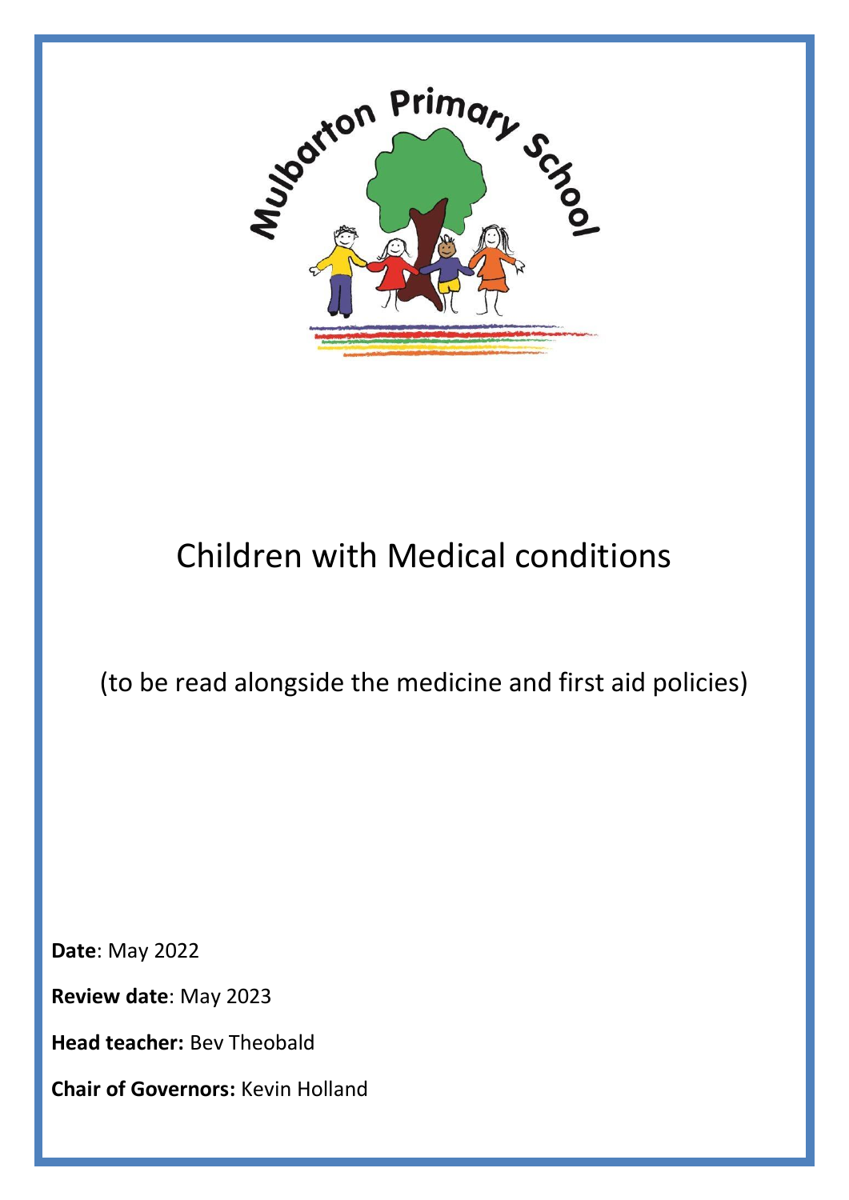Mulbarton Primary School

# Children with Medical conditions

(to be read alongside the medicine and first aid policies)

**Date**: May 2022

**Review date**: May 2023

**Head teacher:** Bev Theobald

**Chair of Governors:** Kevin Holland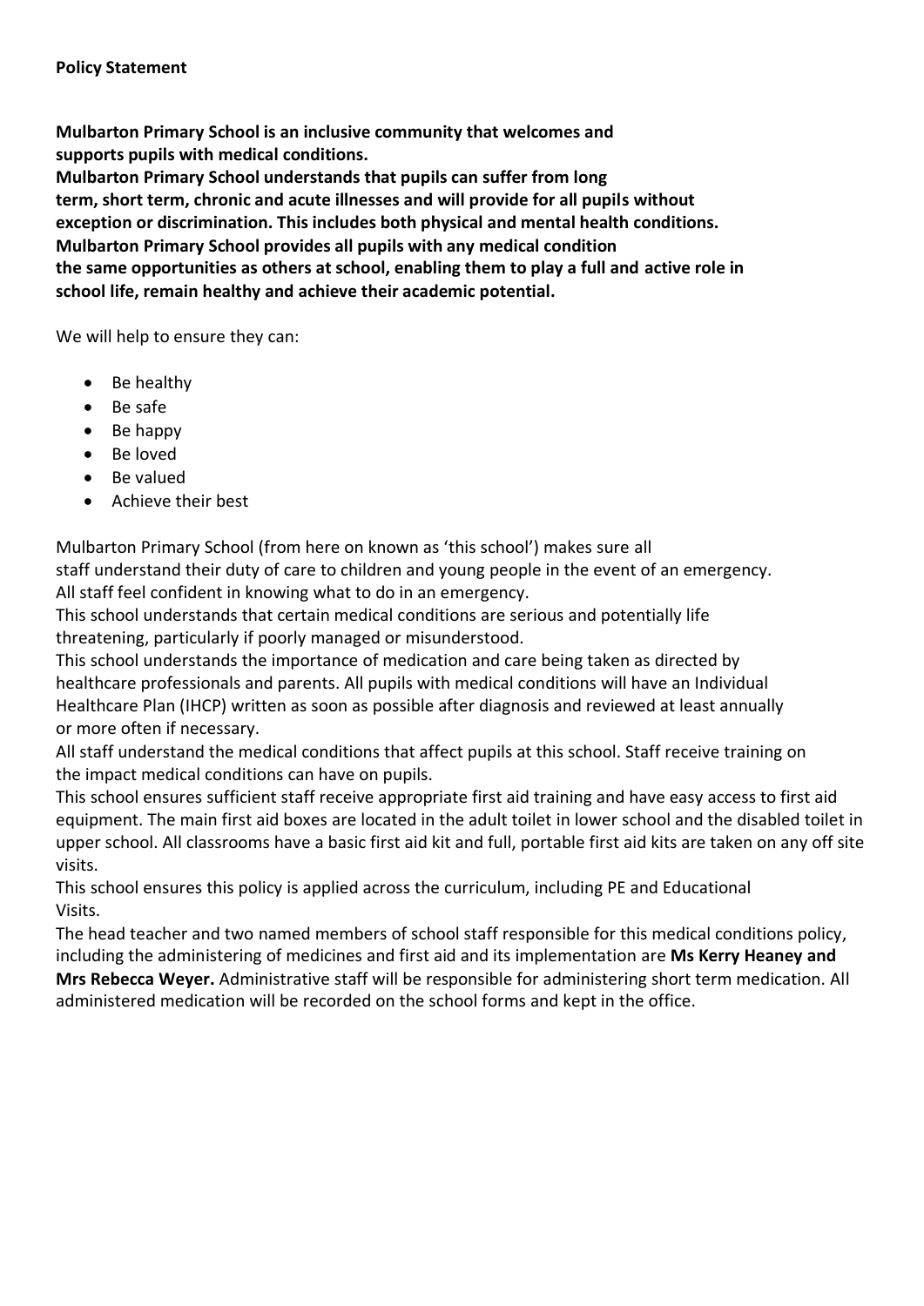**Policy Statement**

**Mulbarton Primary School is an inclusive community that welcomes and supports pupils with medical conditions.**
**Mulbarton Primary School understands that pupils can suffer from long term, short term, chronic and acute illnesses and will provide for all pupils without exception or discrimination. This includes both physical and mental health conditions.**
**Mulbarton Primary School provides all pupils with any medical condition the same opportunities as others at school, enabling them to play a full and active role in school life, remain healthy and achieve their academic potential.**

We will help to ensure they can:

- Be healthy
- Be safe
- Be happy
- Be loved
- Be valued
- Achieve their best

Mulbarton Primary School (from here on known as 'this school') makes sure all staff understand their duty of care to children and young people in the event of an emergency.
All staff feel confident in knowing what to do in an emergency.
This school understands that certain medical conditions are serious and potentially life threatening, particularly if poorly managed or misunderstood.
This school understands the importance of medication and care being taken as directed by healthcare professionals and parents. All pupils with medical conditions will have an Individual Healthcare Plan (IHCP) written as soon as possible after diagnosis and reviewed at least annually or more often if necessary.
All staff understand the medical conditions that affect pupils at this school. Staff receive training on the impact medical conditions can have on pupils.
This school ensures sufficient staff receive appropriate first aid training and have easy access to first aid equipment. The main first aid boxes are located in the adult toilet in lower school and the disabled toilet in upper school. All classrooms have a basic first aid kit and full, portable first aid kits are taken on any off site visits.
This school ensures this policy is applied across the curriculum, including PE and Educational Visits.
The head teacher and two named members of school staff responsible for this medical conditions policy, including the administering of medicines and first aid and its implementation are **Ms Kerry Heaney and Mrs Rebecca Weyer.** Administrative staff will be responsible for administering short term medication. All administered medication will be recorded on the school forms and kept in the office.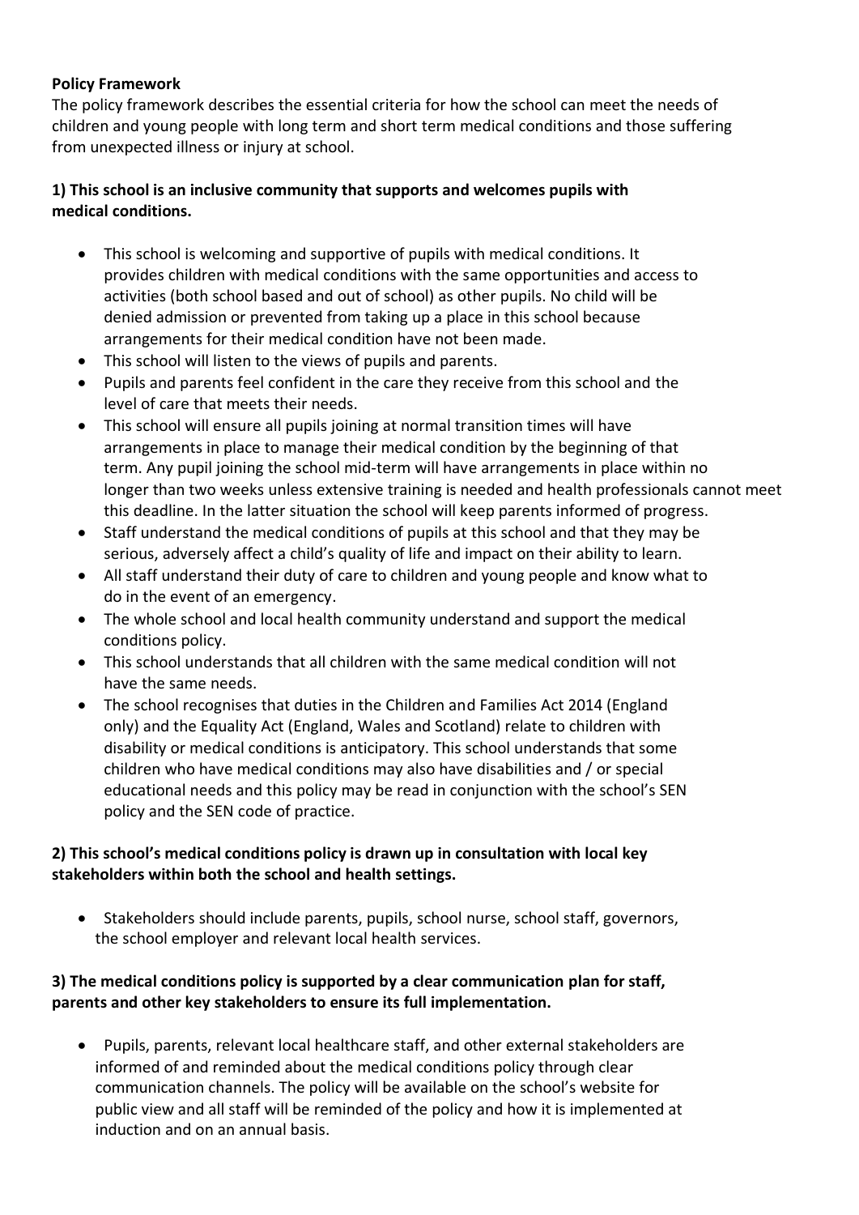**Policy Framework**

The policy framework describes the essential criteria for how the school can meet the needs of children and young people with long term and short term medical conditions and those suffering from unexpected illness or injury at school.

**1) This school is an inclusive community that supports and welcomes pupils with medical conditions.**

- This school is welcoming and supportive of pupils with medical conditions. It provides children with medical conditions with the same opportunities and access to activities (both school based and out of school) as other pupils. No child will be denied admission or prevented from taking up a place in this school because arrangements for their medical condition have not been made.
- This school will listen to the views of pupils and parents.
- Pupils and parents feel confident in the care they receive from this school and the level of care that meets their needs.
- This school will ensure all pupils joining at normal transition times will have arrangements in place to manage their medical condition by the beginning of that term. Any pupil joining the school mid-term will have arrangements in place within no longer than two weeks unless extensive training is needed and health professionals cannot meet this deadline. In the latter situation the school will keep parents informed of progress.
- Staff understand the medical conditions of pupils at this school and that they may be serious, adversely affect a child's quality of life and impact on their ability to learn.
- All staff understand their duty of care to children and young people and know what to do in the event of an emergency.
- The whole school and local health community understand and support the medical conditions policy.
- This school understands that all children with the same medical condition will not have the same needs.
- The school recognises that duties in the Children and Families Act 2014 (England only) and the Equality Act (England, Wales and Scotland) relate to children with disability or medical conditions is anticipatory. This school understands that some children who have medical conditions may also have disabilities and / or special educational needs and this policy may be read in conjunction with the school's SEN policy and the SEN code of practice.

**2) This school's medical conditions policy is drawn up in consultation with local key stakeholders within both the school and health settings.**

- Stakeholders should include parents, pupils, school nurse, school staff, governors, the school employer and relevant local health services.

**3) The medical conditions policy is supported by a clear communication plan for staff, parents and other key stakeholders to ensure its full implementation.**

- Pupils, parents, relevant local healthcare staff, and other external stakeholders are informed of and reminded about the medical conditions policy through clear communication channels. The policy will be available on the school's website for public view and all staff will be reminded of the policy and how it is implemented at induction and on an annual basis.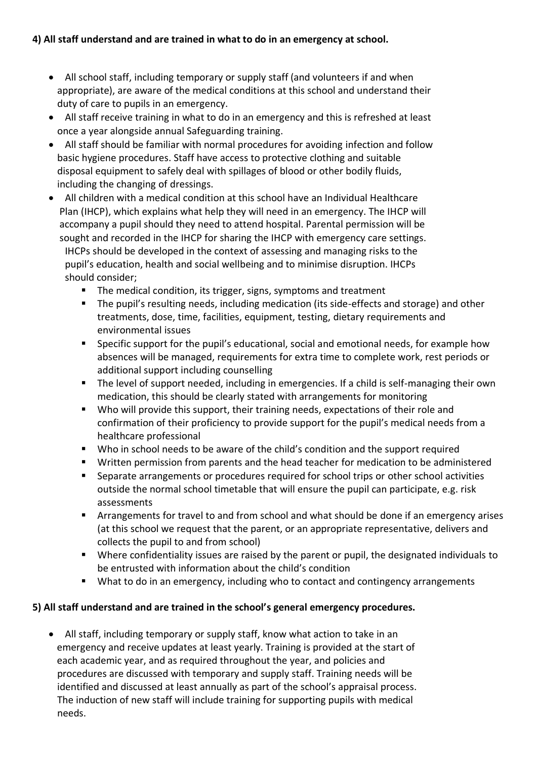**4) All staff understand and are trained in what to do in an emergency at school.**

- All school staff, including temporary or supply staff (and volunteers if and when appropriate), are aware of the medical conditions at this school and understand their duty of care to pupils in an emergency.
- All staff receive training in what to do in an emergency and this is refreshed at least once a year alongside annual Safeguarding training.
- All staff should be familiar with normal procedures for avoiding infection and follow basic hygiene procedures. Staff have access to protective clothing and suitable disposal equipment to safely deal with spillages of blood or other bodily fluids, including the changing of dressings.
- All children with a medical condition at this school have an Individual Healthcare Plan (IHCP), which explains what help they will need in an emergency. The IHCP will accompany a pupil should they need to attend hospital. Parental permission will be sought and recorded in the IHCP for sharing the IHCP with emergency care settings. IHCPs should be developed in the context of assessing and managing risks to the pupil's education, health and social wellbeing and to minimise disruption. IHCPs should consider;
    - The medical condition, its trigger, signs, symptoms and treatment
    - The pupil's resulting needs, including medication (its side-effects and storage) and other treatments, dose, time, facilities, equipment, testing, dietary requirements and environmental issues
    - Specific support for the pupil's educational, social and emotional needs, for example how absences will be managed, requirements for extra time to complete work, rest periods or additional support including counselling
    - The level of support needed, including in emergencies. If a child is self-managing their own medication, this should be clearly stated with arrangements for monitoring
    - Who will provide this support, their training needs, expectations of their role and confirmation of their proficiency to provide support for the pupil's medical needs from a healthcare professional
    - Who in school needs to be aware of the child's condition and the support required
    - Written permission from parents and the head teacher for medication to be administered
    - Separate arrangements or procedures required for school trips or other school activities outside the normal school timetable that will ensure the pupil can participate, e.g. risk assessments
    - Arrangements for travel to and from school and what should be done if an emergency arises (at this school we request that the parent, or an appropriate representative, delivers and collects the pupil to and from school)
    - Where confidentiality issues are raised by the parent or pupil, the designated individuals to be entrusted with information about the child's condition
    - What to do in an emergency, including who to contact and contingency arrangements

**5) All staff understand and are trained in the school's general emergency procedures.**

- All staff, including temporary or supply staff, know what action to take in an emergency and receive updates at least yearly. Training is provided at the start of each academic year, and as required throughout the year, and policies and procedures are discussed with temporary and supply staff. Training needs will be identified and discussed at least annually as part of the school's appraisal process. The induction of new staff will include training for supporting pupils with medical needs.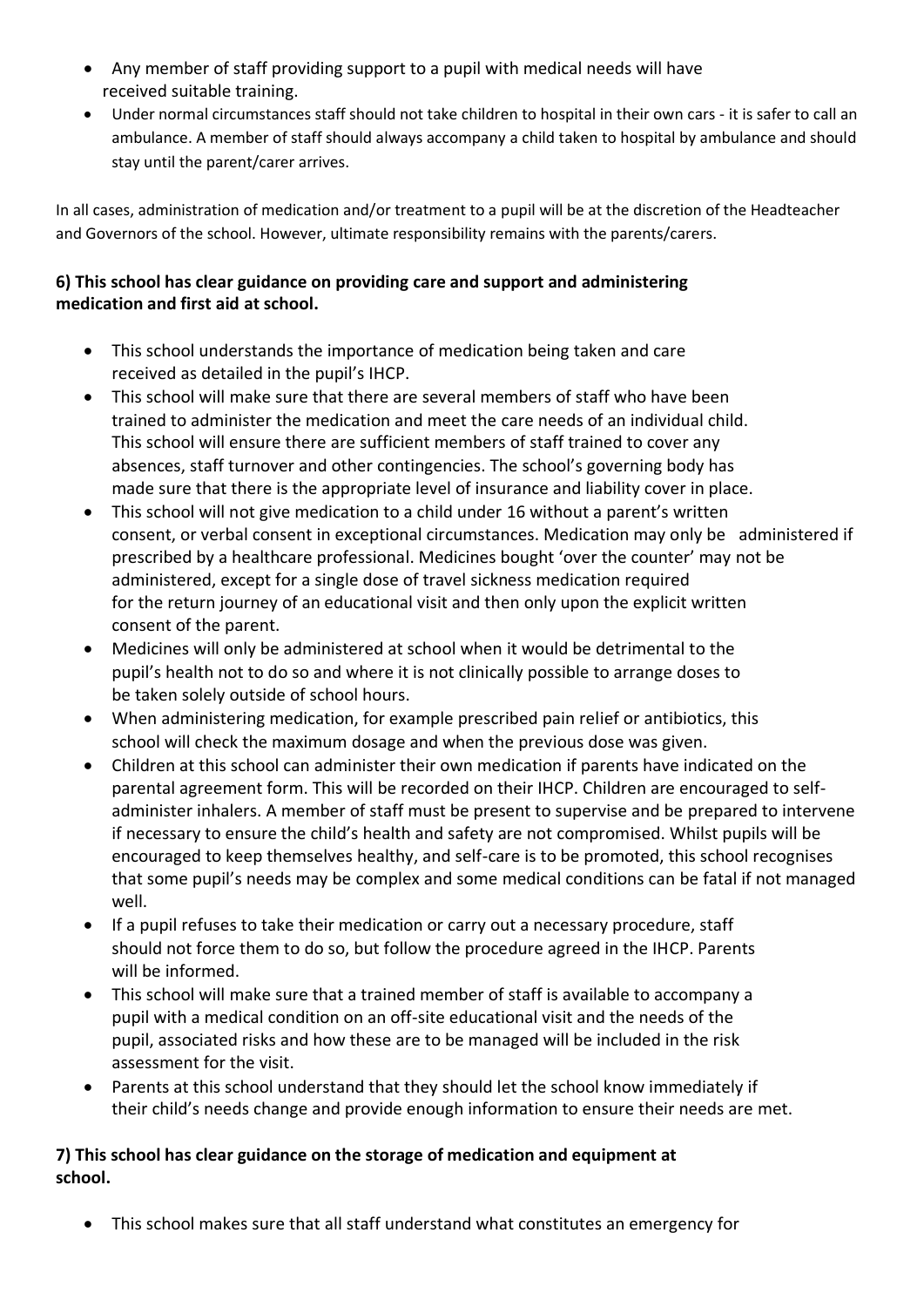- Any member of staff providing support to a pupil with medical needs will have received suitable training.
- Under normal circumstances staff should not take children to hospital in their own cars - it is safer to call an ambulance. A member of staff should always accompany a child taken to hospital by ambulance and should stay until the parent/carer arrives.

In all cases, administration of medication and/or treatment to a pupil will be at the discretion of the Headteacher and Governors of the school. However, ultimate responsibility remains with the parents/carers.

**6) This school has clear guidance on providing care and support and administering medication and first aid at school.**

- This school understands the importance of medication being taken and care received as detailed in the pupil's IHCP.
- This school will make sure that there are several members of staff who have been trained to administer the medication and meet the care needs of an individual child. This school will ensure there are sufficient members of staff trained to cover any absences, staff turnover and other contingencies. The school's governing body has made sure that there is the appropriate level of insurance and liability cover in place.
- This school will not give medication to a child under 16 without a parent's written consent, or verbal consent in exceptional circumstances. Medication may only be administered if prescribed by a healthcare professional. Medicines bought 'over the counter' may not be administered, except for a single dose of travel sickness medication required for the return journey of an educational visit and then only upon the explicit written consent of the parent.
- Medicines will only be administered at school when it would be detrimental to the pupil's health not to do so and where it is not clinically possible to arrange doses to be taken solely outside of school hours.
- When administering medication, for example prescribed pain relief or antibiotics, this school will check the maximum dosage and when the previous dose was given.
- Children at this school can administer their own medication if parents have indicated on the parental agreement form. This will be recorded on their IHCP. Children are encouraged to self-administer inhalers. A member of staff must be present to supervise and be prepared to intervene if necessary to ensure the child's health and safety are not compromised. Whilst pupils will be encouraged to keep themselves healthy, and self-care is to be promoted, this school recognises that some pupil's needs may be complex and some medical conditions can be fatal if not managed well.
- If a pupil refuses to take their medication or carry out a necessary procedure, staff should not force them to do so, but follow the procedure agreed in the IHCP. Parents will be informed.
- This school will make sure that a trained member of staff is available to accompany a pupil with a medical condition on an off-site educational visit and the needs of the pupil, associated risks and how these are to be managed will be included in the risk assessment for the visit.
- Parents at this school understand that they should let the school know immediately if their child's needs change and provide enough information to ensure their needs are met.

**7) This school has clear guidance on the storage of medication and equipment at school.**

- This school makes sure that all staff understand what constitutes an emergency for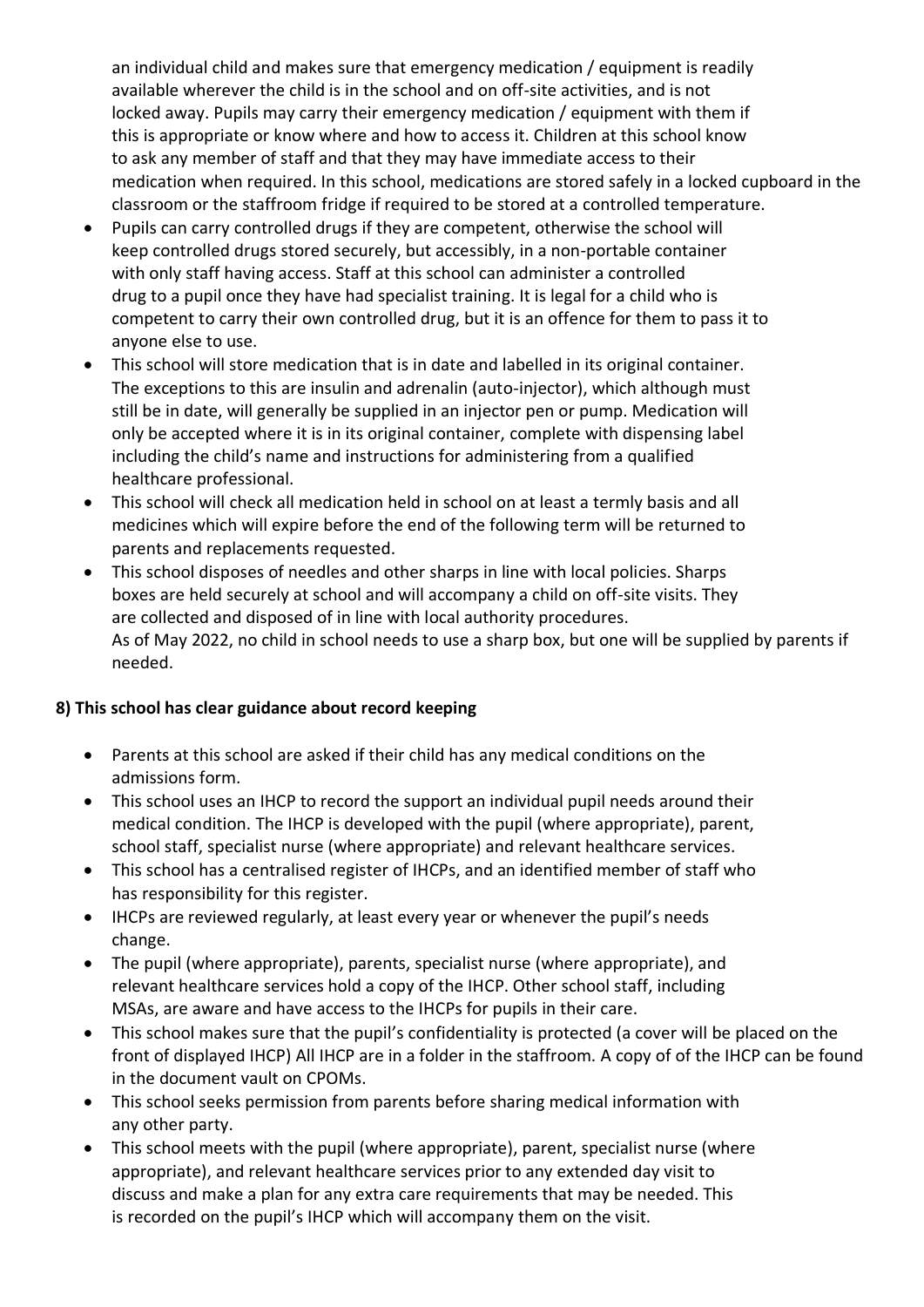an individual child and makes sure that emergency medication / equipment is readily available wherever the child is in the school and on off-site activities, and is not locked away. Pupils may carry their emergency medication / equipment with them if this is appropriate or know where and how to access it. Children at this school know to ask any member of staff and that they may have immediate access to their medication when required. In this school, medications are stored safely in a locked cupboard in the classroom or the staffroom fridge if required to be stored at a controlled temperature.

- Pupils can carry controlled drugs if they are competent, otherwise the school will keep controlled drugs stored securely, but accessibly, in a non-portable container with only staff having access. Staff at this school can administer a controlled drug to a pupil once they have had specialist training. It is legal for a child who is competent to carry their own controlled drug, but it is an offence for them to pass it to anyone else to use.
- This school will store medication that is in date and labelled in its original container. The exceptions to this are insulin and adrenalin (auto-injector), which although must still be in date, will generally be supplied in an injector pen or pump. Medication will only be accepted where it is in its original container, complete with dispensing label including the child's name and instructions for administering from a qualified healthcare professional.
- This school will check all medication held in school on at least a termly basis and all medicines which will expire before the end of the following term will be returned to parents and replacements requested.
- This school disposes of needles and other sharps in line with local policies. Sharps boxes are held securely at school and will accompany a child on off-site visits. They are collected and disposed of in line with local authority procedures. As of May 2022, no child in school needs to use a sharp box, but one will be supplied by parents if needed.

**8) This school has clear guidance about record keeping**

- Parents at this school are asked if their child has any medical conditions on the admissions form.
- This school uses an IHCP to record the support an individual pupil needs around their medical condition. The IHCP is developed with the pupil (where appropriate), parent, school staff, specialist nurse (where appropriate) and relevant healthcare services.
- This school has a centralised register of IHCPs, and an identified member of staff who has responsibility for this register.
- IHCPs are reviewed regularly, at least every year or whenever the pupil's needs change.
- The pupil (where appropriate), parents, specialist nurse (where appropriate), and relevant healthcare services hold a copy of the IHCP. Other school staff, including MSAs, are aware and have access to the IHCPs for pupils in their care.
- This school makes sure that the pupil's confidentiality is protected (a cover will be placed on the front of displayed IHCP) All IHCP are in a folder in the staffroom. A copy of of the IHCP can be found in the document vault on CPOMs.
- This school seeks permission from parents before sharing medical information with any other party.
- This school meets with the pupil (where appropriate), parent, specialist nurse (where appropriate), and relevant healthcare services prior to any extended day visit to discuss and make a plan for any extra care requirements that may be needed. This is recorded on the pupil's IHCP which will accompany them on the visit.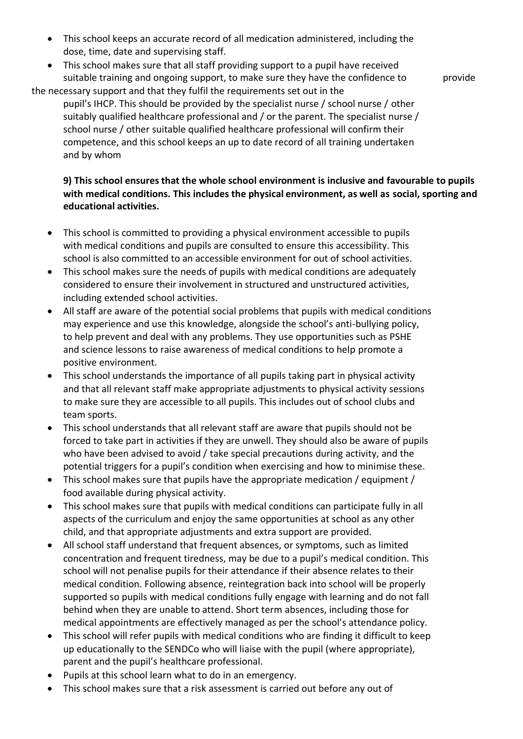- This school keeps an accurate record of all medication administered, including the dose, time, date and supervising staff.
- This school makes sure that all staff providing support to a pupil have received suitable training and ongoing support, to make sure they have the confidence to provide the necessary support and that they fulfil the requirements set out in the pupil's IHCP. This should be provided by the specialist nurse / school nurse / other suitably qualified healthcare professional and / or the parent. The specialist nurse / school nurse / other suitable qualified healthcare professional will confirm their competence, and this school keeps an up to date record of all training undertaken and by whom

**9) This school ensures that the whole school environment is inclusive and favourable to pupils with medical conditions. This includes the physical environment, as well as social, sporting and educational activities.**

- This school is committed to providing a physical environment accessible to pupils with medical conditions and pupils are consulted to ensure this accessibility. This school is also committed to an accessible environment for out of school activities.
- This school makes sure the needs of pupils with medical conditions are adequately considered to ensure their involvement in structured and unstructured activities, including extended school activities.
- All staff are aware of the potential social problems that pupils with medical conditions may experience and use this knowledge, alongside the school's anti-bullying policy, to help prevent and deal with any problems. They use opportunities such as PSHE and science lessons to raise awareness of medical conditions to help promote a positive environment.
- This school understands the importance of all pupils taking part in physical activity and that all relevant staff make appropriate adjustments to physical activity sessions to make sure they are accessible to all pupils. This includes out of school clubs and team sports.
- This school understands that all relevant staff are aware that pupils should not be forced to take part in activities if they are unwell. They should also be aware of pupils who have been advised to avoid / take special precautions during activity, and the potential triggers for a pupil's condition when exercising and how to minimise these.
- This school makes sure that pupils have the appropriate medication / equipment / food available during physical activity.
- This school makes sure that pupils with medical conditions can participate fully in all aspects of the curriculum and enjoy the same opportunities at school as any other child, and that appropriate adjustments and extra support are provided.
- All school staff understand that frequent absences, or symptoms, such as limited concentration and frequent tiredness, may be due to a pupil's medical condition. This school will not penalise pupils for their attendance if their absence relates to their medical condition. Following absence, reintegration back into school will be properly supported so pupils with medical conditions fully engage with learning and do not fall behind when they are unable to attend. Short term absences, including those for medical appointments are effectively managed as per the school's attendance policy.
- This school will refer pupils with medical conditions who are finding it difficult to keep up educationally to the SENDCo who will liaise with the pupil (where appropriate), parent and the pupil's healthcare professional.
- Pupils at this school learn what to do in an emergency.
- This school makes sure that a risk assessment is carried out before any out of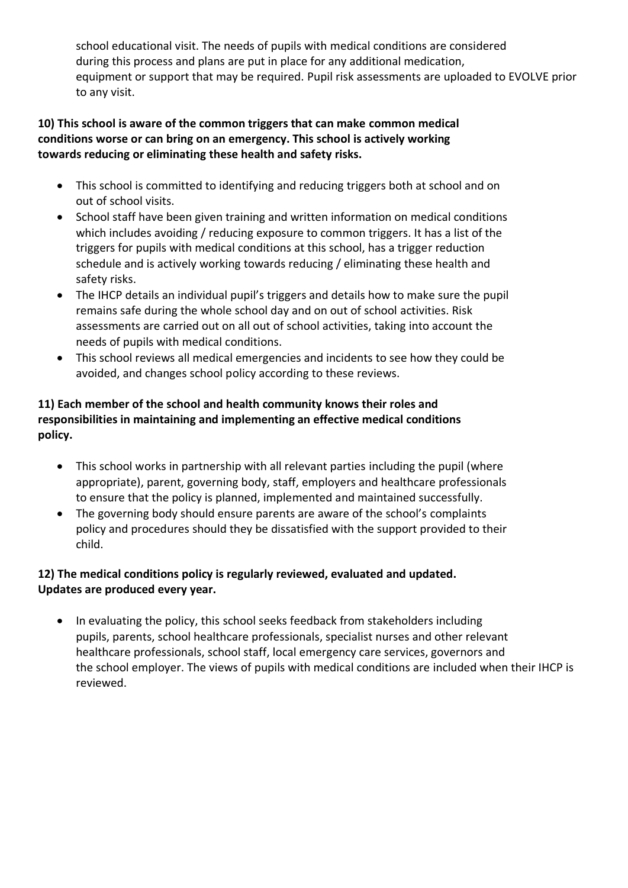school educational visit. The needs of pupils with medical conditions are considered during this process and plans are put in place for any additional medication, equipment or support that may be required. Pupil risk assessments are uploaded to EVOLVE prior to any visit.

**10) This school is aware of the common triggers that can make common medical conditions worse or can bring on an emergency. This school is actively working towards reducing or eliminating these health and safety risks.**

- This school is committed to identifying and reducing triggers both at school and on out of school visits.
- School staff have been given training and written information on medical conditions which includes avoiding / reducing exposure to common triggers. It has a list of the triggers for pupils with medical conditions at this school, has a trigger reduction schedule and is actively working towards reducing / eliminating these health and safety risks.
- The IHCP details an individual pupil's triggers and details how to make sure the pupil remains safe during the whole school day and on out of school activities. Risk assessments are carried out on all out of school activities, taking into account the needs of pupils with medical conditions.
- This school reviews all medical emergencies and incidents to see how they could be avoided, and changes school policy according to these reviews.

**11) Each member of the school and health community knows their roles and responsibilities in maintaining and implementing an effective medical conditions policy.**

- This school works in partnership with all relevant parties including the pupil (where appropriate), parent, governing body, staff, employers and healthcare professionals to ensure that the policy is planned, implemented and maintained successfully.
- The governing body should ensure parents are aware of the school's complaints policy and procedures should they be dissatisfied with the support provided to their child.

**12) The medical conditions policy is regularly reviewed, evaluated and updated. Updates are produced every year.**

- In evaluating the policy, this school seeks feedback from stakeholders including pupils, parents, school healthcare professionals, specialist nurses and other relevant healthcare professionals, school staff, local emergency care services, governors and the school employer. The views of pupils with medical conditions are included when their IHCP is reviewed.